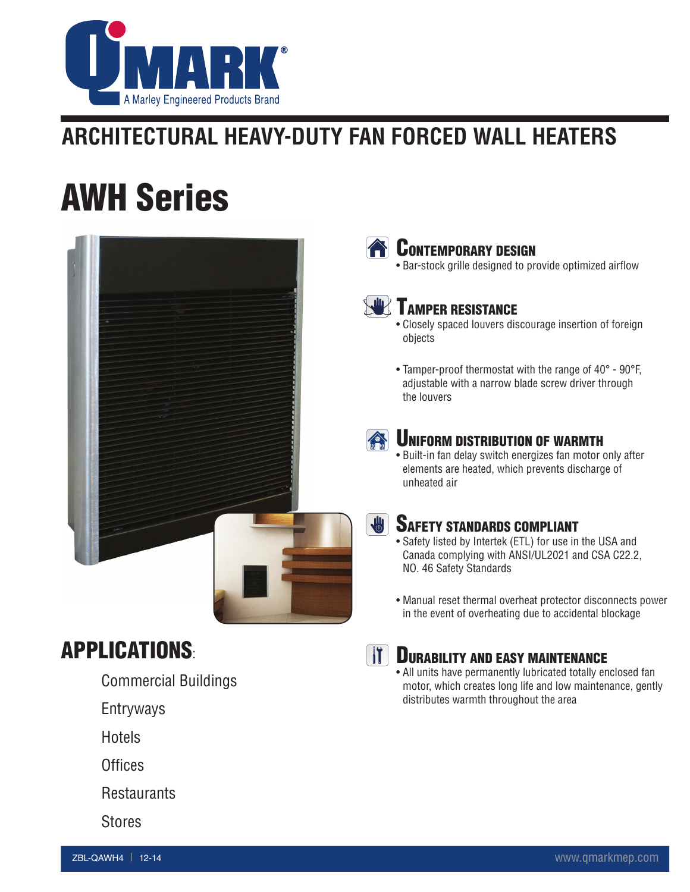QMARK®
A Marley Engineered Products Brand

# ARCHITECTURAL HEAVY-DUTY FAN FORCED WALL HEATERS

# AWH Series

## CONTEMPORARY DESIGN

- Bar-stock grille designed to provide optimized airflow

## TAMPER RESISTANCE

- Closely spaced louvers discourage insertion of foreign objects
- Tamper-proof thermostat with the range of 40° - 90°F, adjustable with a narrow blade screw driver through the louvers

## UNIFORM DISTRIBUTION OF WARMTH

- Built-in fan delay switch energizes fan motor only after elements are heated, which prevents discharge of unheated air

## SAFETY STANDARDS COMPLIANT

- Safety listed by Intertek (ETL) for use in the USA and Canada complying with ANSI/UL2021 and CSA C22.2, NO. 46 Safety Standards
- Manual reset thermal overheat protector disconnects power in the event of overheating due to accidental blockage

## DURABILITY AND EASY MAINTENANCE

- All units have permanently lubricated totally enclosed fan motor, which creates long life and low maintenance, gently distributes warmth throughout the area

## APPLICATIONS:

- Commercial Buildings
- Entryways
- Hotels
- Offices
- Restaurants
- Stores

ZBL-QAWH4 | 12-14 www.qmarkmep.com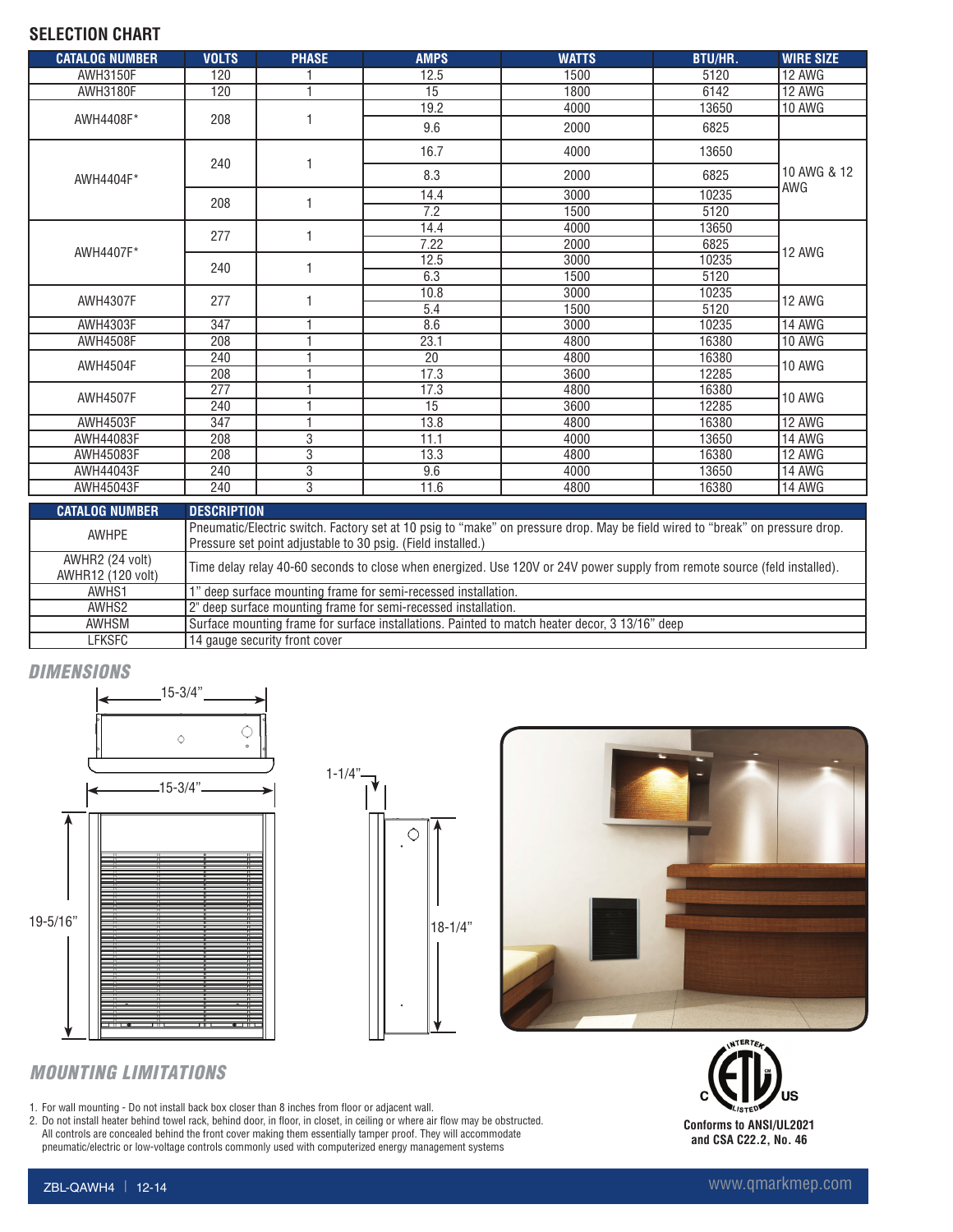## SELECTION CHART

| CATALOG NUMBER | VOLTS | PHASE | AMPS | WATTS | BTU/HR. | WIRE SIZE |
|---|---|---|---|---|---|---|
| AWH3150F | 120 | 1 | 12.5 | 1500 | 5120 | 12 AWG |
| AWH3180F | 120 | 1 | 15 | 1800 | 6142 | 12 AWG |
| AWH4408F* | 208 | 1 | 19.2 | 4000 | 13650 | 10 AWG |
| | | | 9.6 | 2000 | 6825 | |
| AWH4404F* | 240 | 1 | 16.7 | 4000 | 13650 | 10 AWG & 12 AWG |
| | | | 8.3 | 2000 | 6825 | |
| | 208 | 1 | 14.4 | 3000 | 10235 | |
| | | | 7.2 | 1500 | 5120 | |
| AWH4407F* | 277 | 1 | 14.4 | 4000 | 13650 | 12 AWG |
| | | | 7.22 | 2000 | 6825 | |
| | 240 | 1 | 12.5 | 3000 | 10235 | |
| | | | 6.3 | 1500 | 5120 | |
| AWH4307F | 277 | 1 | 10.8 | 3000 | 10235 | 12 AWG |
| | | | 5.4 | 1500 | 5120 | |
| AWH4303F | 347 | 1 | 8.6 | 3000 | 10235 | 14 AWG |
| AWH4508F | 208 | 1 | 23.1 | 4800 | 16380 | 10 AWG |
| AWH4504F | 240 | 1 | 20 | 4800 | 16380 | 10 AWG |
| | 208 | 1 | 17.3 | 3600 | 12285 | |
| AWH4507F | 277 | 1 | 17.3 | 4800 | 16380 | 10 AWG |
| | 240 | 1 | 15 | 3600 | 12285 | |
| AWH4503F | 347 | 1 | 13.8 | 4800 | 16380 | 12 AWG |
| AWH44083F | 208 | 3 | 11.1 | 4000 | 13650 | 14 AWG |
| AWH45083F | 208 | 3 | 13.3 | 4800 | 16380 | 12 AWG |
| AWH44043F | 240 | 3 | 9.6 | 4000 | 13650 | 14 AWG |
| AWH45043F | 240 | 3 | 11.6 | 4800 | 16380 | 14 AWG |

| CATALOG NUMBER | DESCRIPTION |
|---|---|
| AWHPE | Pneumatic/Electric switch. Factory set at 10 psig to "make" on pressure drop. May be field wired to "break" on pressure drop. Pressure set point adjustable to 30 psig. (Field installed.) |
| AWHR2 (24 volt) AWHR12 (120 volt) | Time delay relay 40-60 seconds to close when energized. Use 120V or 24V power supply from remote source (feld installed). |
| AWHS1 | 1" deep surface mounting frame for semi-recessed installation. |
| AWHS2 | 2" deep surface mounting frame for semi-recessed installation. |
| AWHSM | Surface mounting frame for surface installations. Painted to match heater decor, 3 13/16" deep |
| LFKSFC | 14 gauge security front cover |

## *DIMENSIONS*

15-3/4"

15-3/4"

19-5/16"

1-1/4"

18-1/4"

## *MOUNTING LIMITATIONS*

1. For wall mounting - Do not install back box closer than 8 inches from floor or adjacent wall.
2. Do not install heater behind towel rack, behind door, in floor, in closet, in ceiling or where air flow may be obstructed. All controls are concealed behind the front cover making them essentially tamper proof. They will accommodate pneumatic/electric or low-voltage controls commonly used with computerized energy management systems

**Conforms to ANSI/UL2021 and CSA C22.2, No. 46**

ZBL-QAWH4 | 12-14

www.qmarkmep.com